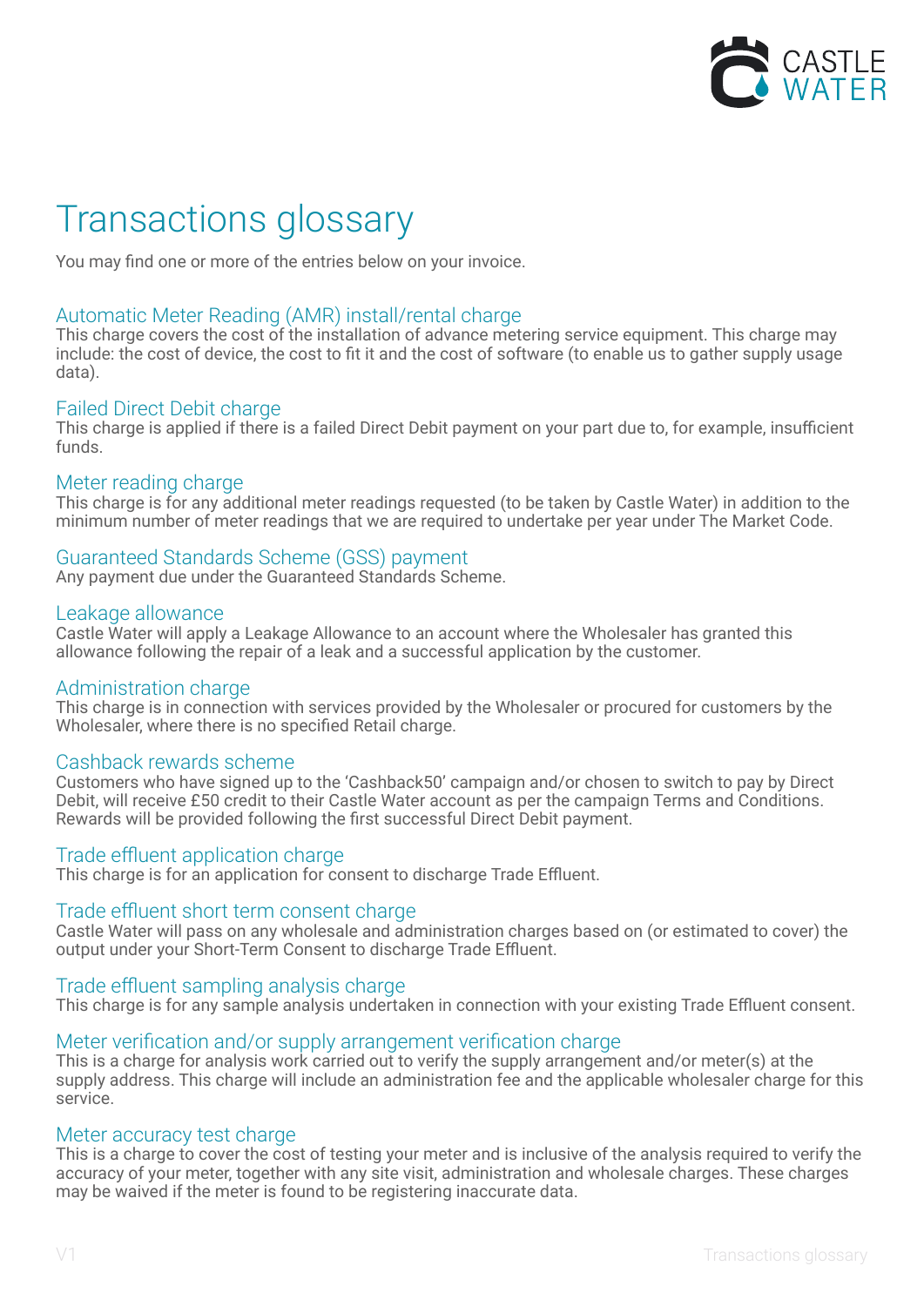# Transactions glossary

You may find one or more of the entries below on your invoice.

## Automatic Meter Reading (AMR) install/rental charge

This charge covers the cost of the installation of advance metering service equipment. This charge may include: the cost of device, the cost to fit it and the cost of software (to enable us to gather supply usage data).

## Failed Direct Debit charge

This charge is applied if there is a failed Direct Debit payment on your part due to, for example, insufficient funds.

## Meter reading charge

This charge is for any additional meter readings requested (to be taken by Castle Water) in addition to the minimum number of meter readings that we are required to undertake per year under The Market Code.

## Guaranteed Standards Scheme (GSS) payment

Any payment due under the Guaranteed Standards Scheme.

## Leakage allowance

Castle Water will apply a Leakage Allowance to an account where the Wholesaler has granted this allowance following the repair of a leak and a successful application by the customer.

## Administration charge

This charge is in connection with services provided by the Wholesaler or procured for customers by the Wholesaler, where there is no specified Retail charge.

## Cashback rewards scheme

Customers who have signed up to the 'Cashback50' campaign and/or chosen to switch to pay by Direct Debit, will receive £50 credit to their Castle Water account as per the campaign Terms and Conditions. Rewards will be provided following the first successful Direct Debit payment.

## Trade effluent application charge

This charge is for an application for consent to discharge Trade Effluent.

## Trade effluent short term consent charge

Castle Water will pass on any wholesale and administration charges based on (or estimated to cover) the output under your Short-Term Consent to discharge Trade Effluent.

## Trade effluent sampling analysis charge

This charge is for any sample analysis undertaken in connection with your existing Trade Effluent consent.

## Meter verification and/or supply arrangement verification charge

This is a charge for analysis work carried out to verify the supply arrangement and/or meter(s) at the supply address. This charge will include an administration fee and the applicable wholesaler charge for this service.

## Meter accuracy test charge

This is a charge to cover the cost of testing your meter and is inclusive of the analysis required to verify the accuracy of your meter, together with any site visit, administration and wholesale charges. These charges may be waived if the meter is found to be registering inaccurate data.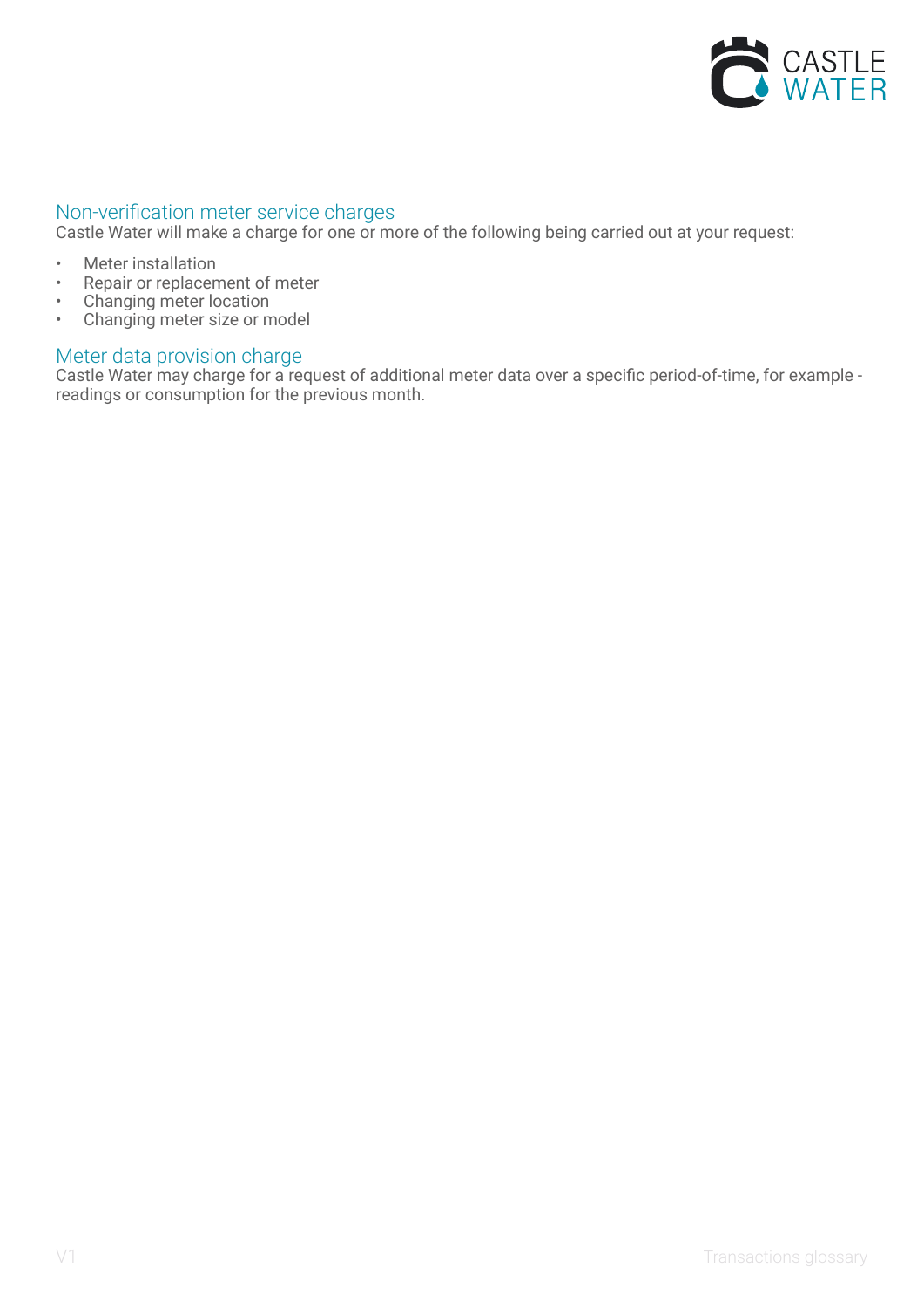## Non-verification meter service charges

Castle Water will make a charge for one or more of the following being carried out at your request:

- Meter installation
- Repair or replacement of meter
- Changing meter location
- Changing meter size or model

## Meter data provision charge

Castle Water may charge for a request of additional meter data over a specific period-of-time, for example - readings or consumption for the previous month.